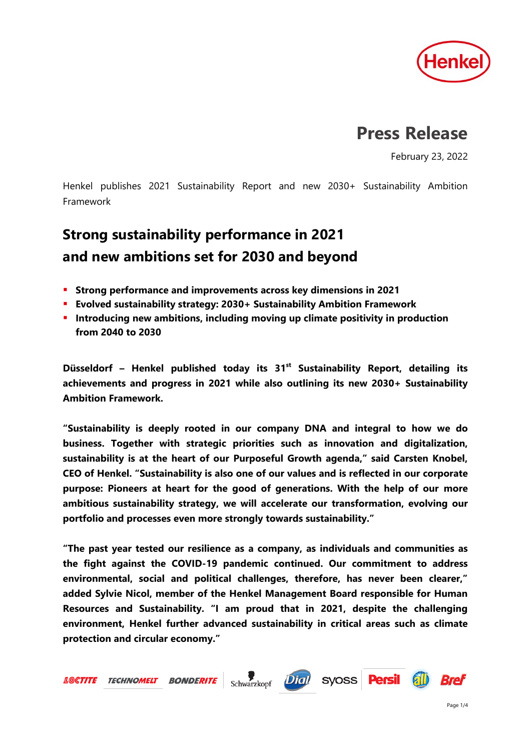# Press Release

February 23, 2022

Henkel publishes 2021 Sustainability Report and new 2030+ Sustainability Ambition Framework

## Strong sustainability performance in 2021 and new ambitions set for 2030 and beyond

- **Strong performance and improvements across key dimensions in 2021**
- **Evolved sustainability strategy: 2030+ Sustainability Ambition Framework**
- **Introducing new ambitions, including moving up climate positivity in production from 2040 to 2030**

**Düsseldorf – Henkel published today its 31st Sustainability Report, detailing its achievements and progress in 2021 while also outlining its new 2030+ Sustainability Ambition Framework.**

**"Sustainability is deeply rooted in our company DNA and integral to how we do business. Together with strategic priorities such as innovation and digitalization, sustainability is at the heart of our Purposeful Growth agenda," said Carsten Knobel, CEO of Henkel. "Sustainability is also one of our values and is reflected in our corporate purpose: Pioneers at heart for the good of generations. With the help of our more ambitious sustainability strategy, we will accelerate our transformation, evolving our portfolio and processes even more strongly towards sustainability."**

**"The past year tested our resilience as a company, as individuals and communities as the fight against the COVID-19 pandemic continued. Our commitment to address environmental, social and political challenges, therefore, has never been clearer," added Sylvie Nicol, member of the Henkel Management Board responsible for Human Resources and Sustainability. "I am proud that in 2021, despite the challenging environment, Henkel further advanced sustainability in critical areas such as climate protection and circular economy."**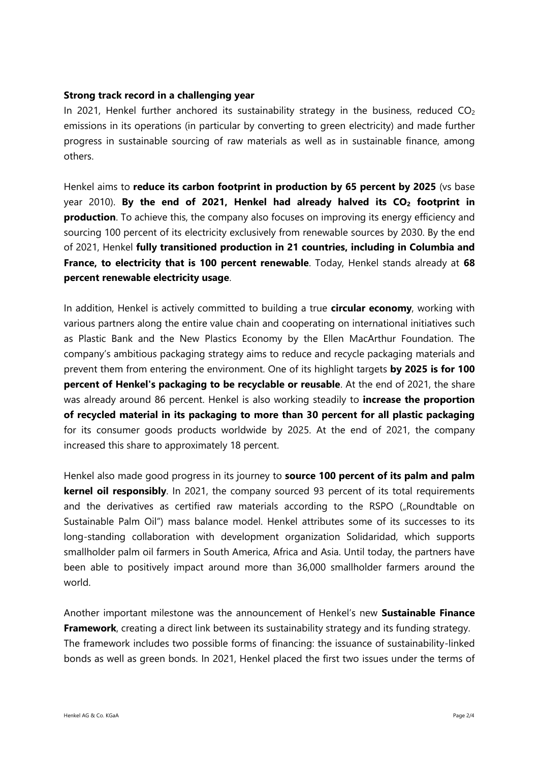**Strong track record in a challenging year**

In 2021, Henkel further anchored its sustainability strategy in the business, reduced $CO_2$ emissions in its operations (in particular by converting to green electricity) and made further progress in sustainable sourcing of raw materials as well as in sustainable finance, among others.

Henkel aims to **reduce its carbon footprint in production by 65 percent by 2025** (vs base year 2010). **By the end of 2021, Henkel had already halved its $CO_2$ footprint in production**. To achieve this, the company also focuses on improving its energy efficiency and sourcing 100 percent of its electricity exclusively from renewable sources by 2030. By the end of 2021, Henkel **fully transitioned production in 21 countries, including in Columbia and France, to electricity that is 100 percent renewable**. Today, Henkel stands already at **68 percent renewable electricity usage**.

In addition, Henkel is actively committed to building a true **circular economy**, working with various partners along the entire value chain and cooperating on international initiatives such as Plastic Bank and the New Plastics Economy by the Ellen MacArthur Foundation. The company's ambitious packaging strategy aims to reduce and recycle packaging materials and prevent them from entering the environment. One of its highlight targets **by 2025 is for 100 percent of Henkel's packaging to be recyclable or reusable**. At the end of 2021, the share was already around 86 percent. Henkel is also working steadily to **increase the proportion of recycled material in its packaging to more than 30 percent for all plastic packaging** for its consumer goods products worldwide by 2025. At the end of 2021, the company increased this share to approximately 18 percent.

Henkel also made good progress in its journey to **source 100 percent of its palm and palm kernel oil responsibly**. In 2021, the company sourced 93 percent of its total requirements and the derivatives as certified raw materials according to the RSPO („Roundtable on Sustainable Palm Oil") mass balance model. Henkel attributes some of its successes to its long-standing collaboration with development organization Solidaridad, which supports smallholder palm oil farmers in South America, Africa and Asia. Until today, the partners have been able to positively impact around more than 36,000 smallholder farmers around the world.

Another important milestone was the announcement of Henkel's new **Sustainable Finance Framework**, creating a direct link between its sustainability strategy and its funding strategy. The framework includes two possible forms of financing: the issuance of sustainability-linked bonds as well as green bonds. In 2021, Henkel placed the first two issues under the terms of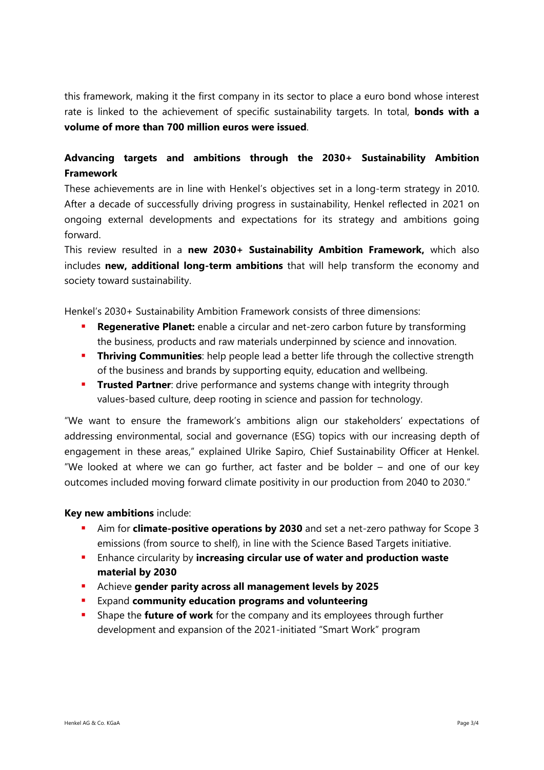this framework, making it the first company in its sector to place a euro bond whose interest rate is linked to the achievement of specific sustainability targets. In total, **bonds with a volume of more than 700 million euros were issued**.

**Advancing targets and ambitions through the 2030+ Sustainability Ambition Framework**

These achievements are in line with Henkel's objectives set in a long-term strategy in 2010. After a decade of successfully driving progress in sustainability, Henkel reflected in 2021 on ongoing external developments and expectations for its strategy and ambitions going forward.

This review resulted in a **new 2030+ Sustainability Ambition Framework,** which also includes **new, additional long-term ambitions** that will help transform the economy and society toward sustainability.

Henkel's 2030+ Sustainability Ambition Framework consists of three dimensions:

- **Regenerative Planet:** enable a circular and net-zero carbon future by transforming the business, products and raw materials underpinned by science and innovation.
- **Thriving Communities**: help people lead a better life through the collective strength of the business and brands by supporting equity, education and wellbeing.
- **Trusted Partner**: drive performance and systems change with integrity through values-based culture, deep rooting in science and passion for technology.

"We want to ensure the framework's ambitions align our stakeholders' expectations of addressing environmental, social and governance (ESG) topics with our increasing depth of engagement in these areas," explained Ulrike Sapiro, Chief Sustainability Officer at Henkel. "We looked at where we can go further, act faster and be bolder – and one of our key outcomes included moving forward climate positivity in our production from 2040 to 2030."

**Key new ambitions** include:

- Aim for **climate-positive operations by 2030** and set a net-zero pathway for Scope 3 emissions (from source to shelf), in line with the Science Based Targets initiative.
- Enhance circularity by **increasing circular use of water and production waste material by 2030**
- Achieve **gender parity across all management levels by 2025**
- Expand **community education programs and volunteering**
- Shape the **future of work** for the company and its employees through further development and expansion of the 2021-initiated "Smart Work" program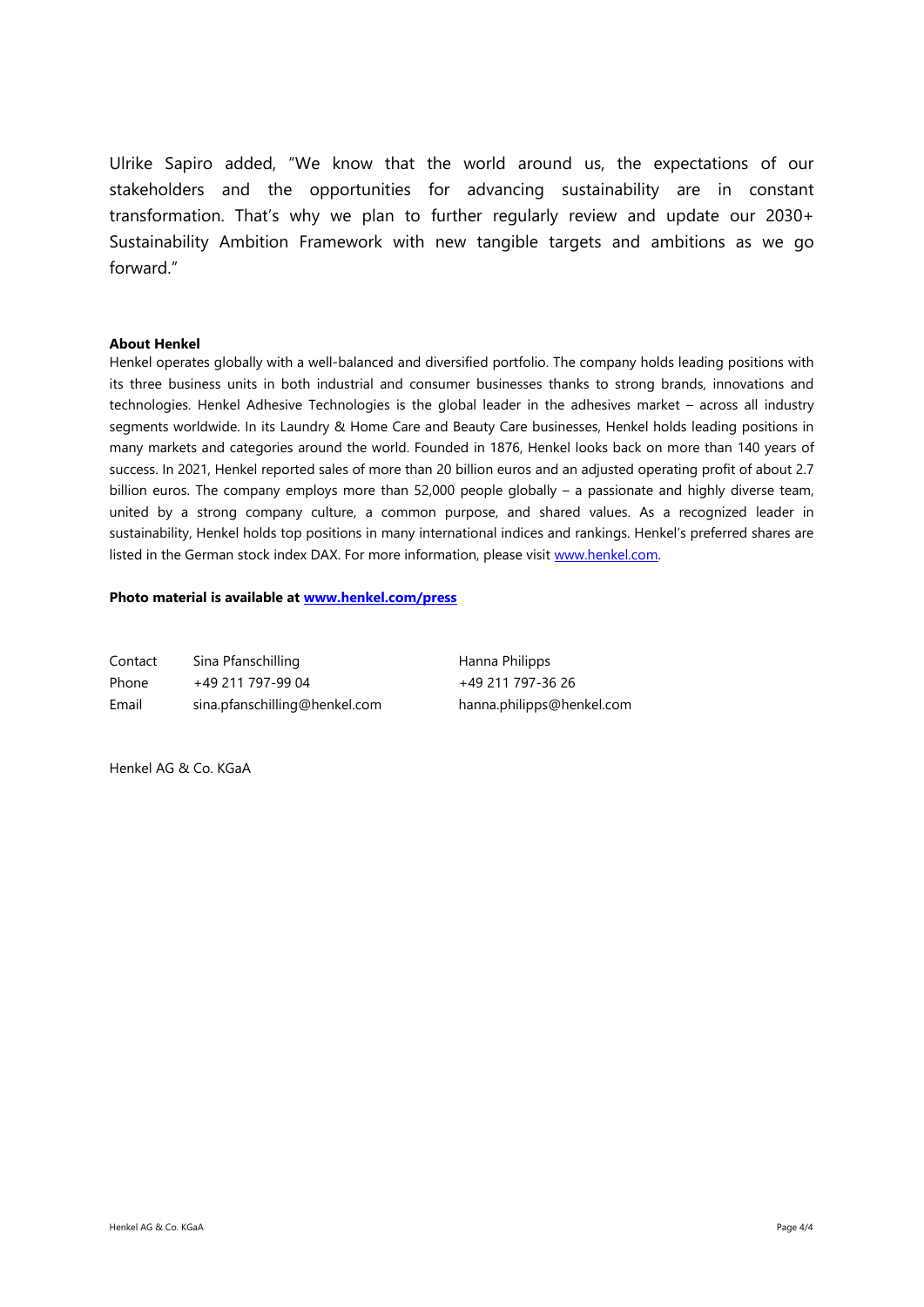Ulrike Sapiro added, "We know that the world around us, the expectations of our stakeholders and the opportunities for advancing sustainability are in constant transformation. That's why we plan to further regularly review and update our 2030+ Sustainability Ambition Framework with new tangible targets and ambitions as we go forward."

**About Henkel**

Henkel operates globally with a well-balanced and diversified portfolio. The company holds leading positions with its three business units in both industrial and consumer businesses thanks to strong brands, innovations and technologies. Henkel Adhesive Technologies is the global leader in the adhesives market – across all industry segments worldwide. In its Laundry & Home Care and Beauty Care businesses, Henkel holds leading positions in many markets and categories around the world. Founded in 1876, Henkel looks back on more than 140 years of success. In 2021, Henkel reported sales of more than 20 billion euros and an adjusted operating profit of about 2.7 billion euros. The company employs more than 52,000 people globally – a passionate and highly diverse team, united by a strong company culture, a common purpose, and shared values. As a recognized leader in sustainability, Henkel holds top positions in many international indices and rankings. Henkel's preferred shares are listed in the German stock index DAX. For more information, please visit www.henkel.com.

**Photo material is available at www.henkel.com/press**

| | | |
|---|---|---|
| Contact | Sina Pfanschilling | Hanna Philipps |
| Phone | +49 211 797-99 04 | +49 211 797-36 26 |
| Email | sina.pfanschilling@henkel.com | hanna.philipps@henkel.com |

Henkel AG & Co. KGaA